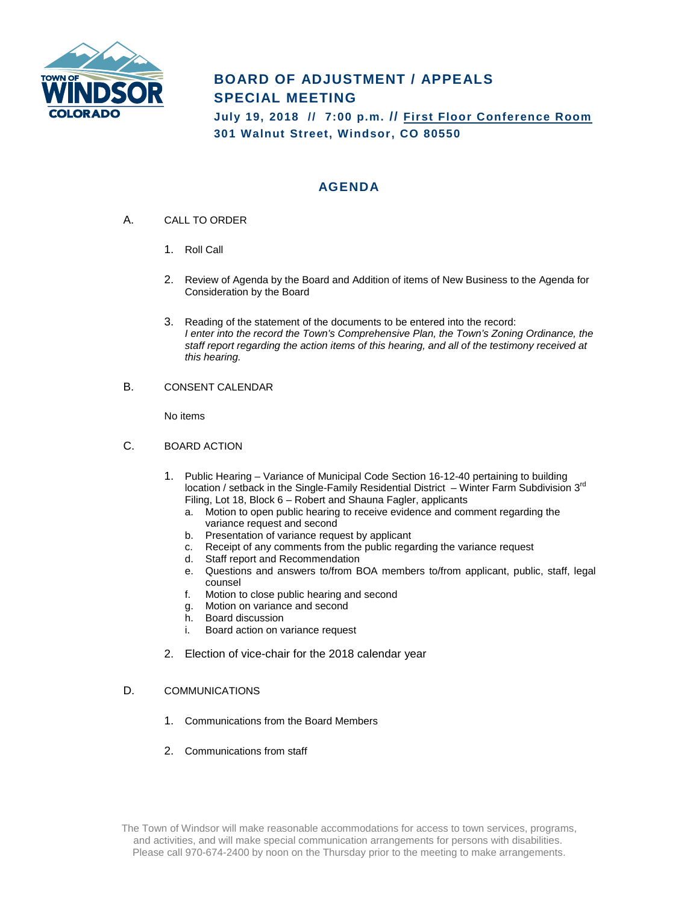TOWN OF WINDSOR COLORADO

# BOARD OF ADJUSTMENT / APPEALS SPECIAL MEETING

**July 19, 2018 // 7:00 p.m. // First Floor Conference Room**
**301 Walnut Street, Windsor, CO 80550**

## AGENDA

A. CALL TO ORDER

1. Roll Call

2. Review of Agenda by the Board and Addition of items of New Business to the Agenda for Consideration by the Board

3. Reading of the statement of the documents to be entered into the record:
*I enter into the record the Town's Comprehensive Plan, the Town's Zoning Ordinance, the staff report regarding the action items of this hearing, and all of the testimony received at this hearing.*

B. CONSENT CALENDAR

No items

C. BOARD ACTION

1. Public Hearing – Variance of Municipal Code Section 16-12-40 pertaining to building location / setback in the Single-Family Residential District – Winter Farm Subdivision 3rd Filing, Lot 18, Block 6 – Robert and Shauna Fagler, applicants
   a. Motion to open public hearing to receive evidence and comment regarding the variance request and second
   b. Presentation of variance request by applicant
   c. Receipt of any comments from the public regarding the variance request
   d. Staff report and Recommendation
   e. Questions and answers to/from BOA members to/from applicant, public, staff, legal counsel
   f. Motion to close public hearing and second
   g. Motion on variance and second
   h. Board discussion
   i. Board action on variance request

2. Election of vice-chair for the 2018 calendar year

D. COMMUNICATIONS

1. Communications from the Board Members

2. Communications from staff

The Town of Windsor will make reasonable accommodations for access to town services, programs, and activities, and will make special communication arrangements for persons with disabilities. Please call 970-674-2400 by noon on the Thursday prior to the meeting to make arrangements.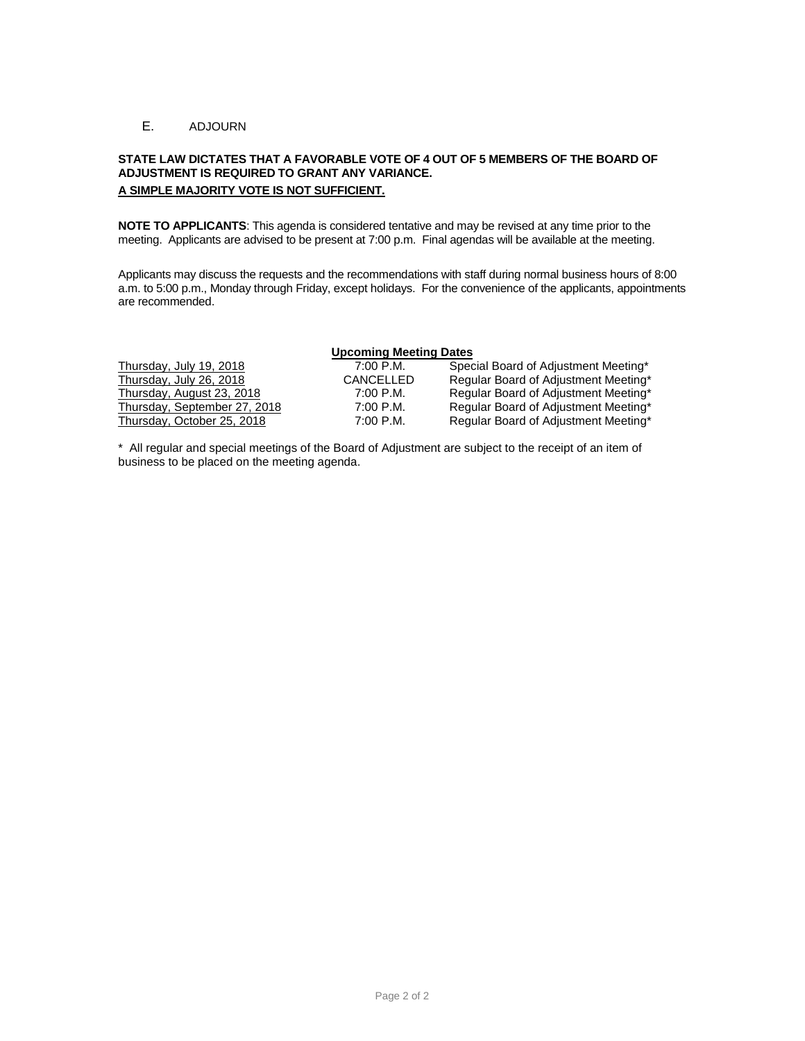E. ADJOURN

**STATE LAW DICTATES THAT A FAVORABLE VOTE OF 4 OUT OF 5 MEMBERS OF THE BOARD OF ADJUSTMENT IS REQUIRED TO GRANT ANY VARIANCE.**
**A SIMPLE MAJORITY VOTE IS NOT SUFFICIENT.**

**NOTE TO APPLICANTS**: This agenda is considered tentative and may be revised at any time prior to the meeting. Applicants are advised to be present at 7:00 p.m. Final agendas will be available at the meeting.

Applicants may discuss the requests and the recommendations with staff during normal business hours of 8:00 a.m. to 5:00 p.m., Monday through Friday, except holidays. For the convenience of the applicants, appointments are recommended.

**Upcoming Meeting Dates**

| | | |
|---|---|---|
| Thursday, July 19, 2018 | 7:00 P.M. | Special Board of Adjustment Meeting* |
| Thursday, July 26, 2018 | CANCELLED | Regular Board of Adjustment Meeting* |
| Thursday, August 23, 2018 | 7:00 P.M. | Regular Board of Adjustment Meeting* |
| Thursday, September 27, 2018 | 7:00 P.M. | Regular Board of Adjustment Meeting* |
| Thursday, October 25, 2018 | 7:00 P.M. | Regular Board of Adjustment Meeting* |

* All regular and special meetings of the Board of Adjustment are subject to the receipt of an item of business to be placed on the meeting agenda.